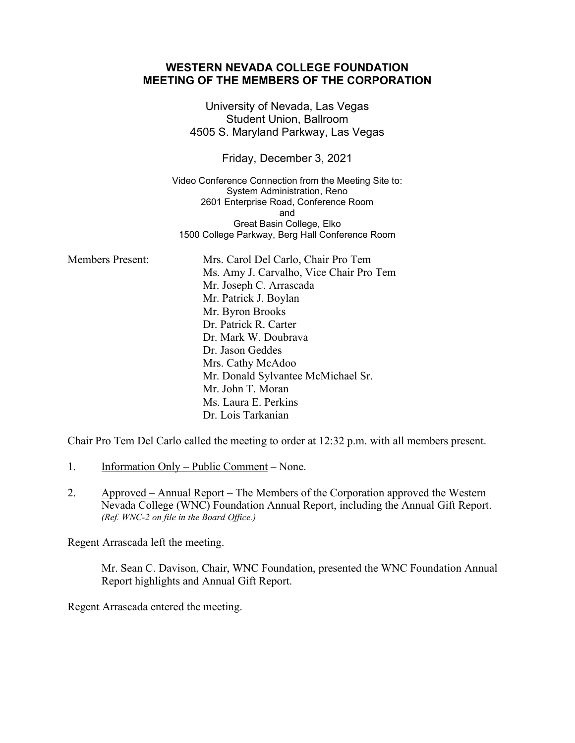# WESTERN NEVADA COLLEGE FOUNDATION
# MEETING OF THE MEMBERS OF THE CORPORATION

University of Nevada, Las Vegas
Student Union, Ballroom
4505 S. Maryland Parkway, Las Vegas

Friday, December 3, 2021

Video Conference Connection from the Meeting Site to:
System Administration, Reno
2601 Enterprise Road, Conference Room
and
Great Basin College, Elko
1500 College Parkway, Berg Hall Conference Room

Members Present:

- Mrs. Carol Del Carlo, Chair Pro Tem
- Ms. Amy J. Carvalho, Vice Chair Pro Tem
- Mr. Joseph C. Arrascada
- Mr. Patrick J. Boylan
- Mr. Byron Brooks
- Dr. Patrick R. Carter
- Dr. Mark W. Doubrava
- Dr. Jason Geddes
- Mrs. Cathy McAdoo
- Mr. Donald Sylvantee McMichael Sr.
- Mr. John T. Moran
- Ms. Laura E. Perkins
- Dr. Lois Tarkanian

Chair Pro Tem Del Carlo called the meeting to order at 12:32 p.m. with all members present.

1. Information Only – Public Comment – None.

2. Approved – Annual Report – The Members of the Corporation approved the Western Nevada College (WNC) Foundation Annual Report, including the Annual Gift Report. *(Ref. WNC-2 on file in the Board Office.)*

Regent Arrascada left the meeting.

Mr. Sean C. Davison, Chair, WNC Foundation, presented the WNC Foundation Annual Report highlights and Annual Gift Report.

Regent Arrascada entered the meeting.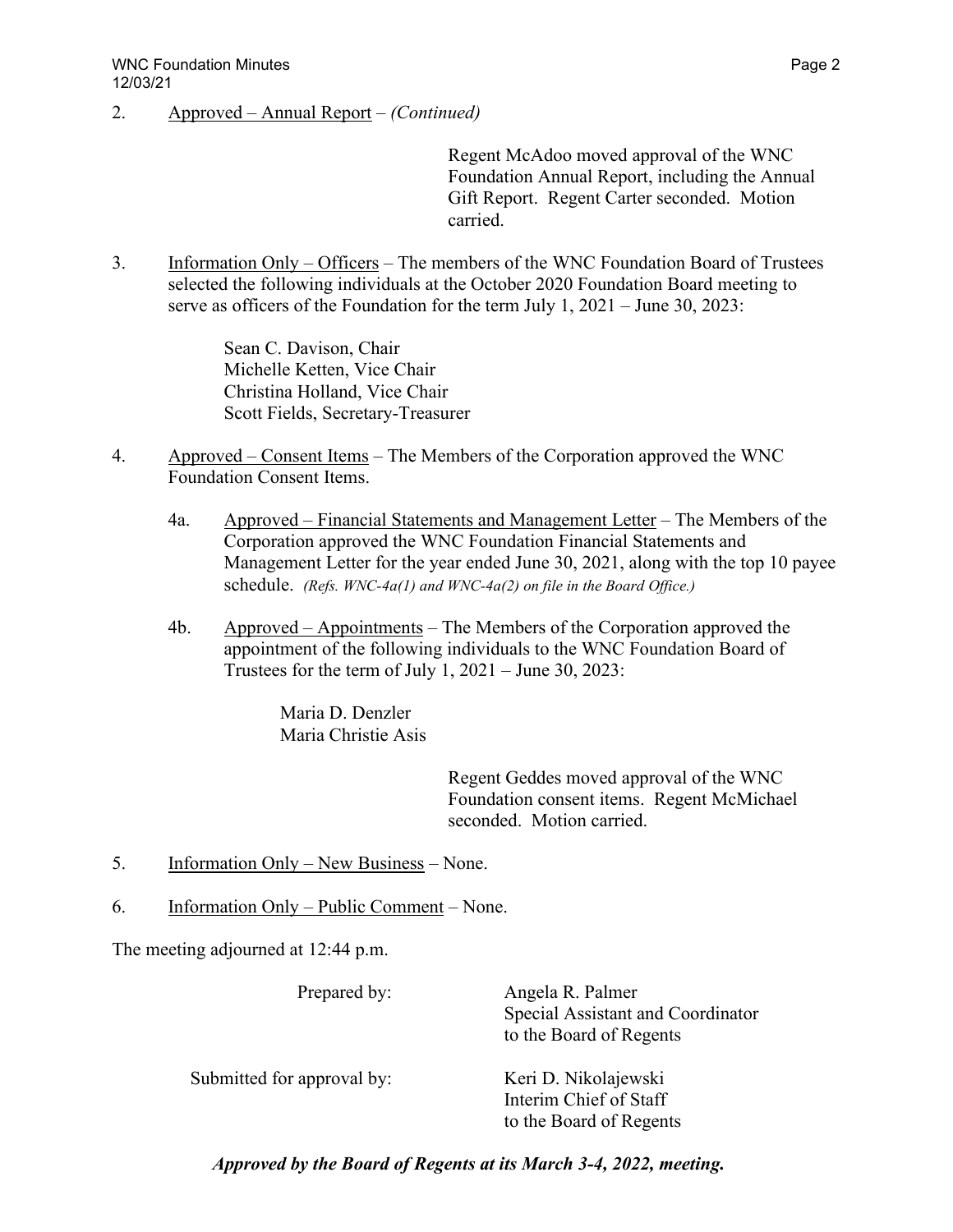2. <u>Approved – Annual Report</u> – *(Continued)*

> Regent McAdoo moved approval of the WNC Foundation Annual Report, including the Annual Gift Report. Regent Carter seconded. Motion carried.

3. <u>Information Only – Officers</u> – The members of the WNC Foundation Board of Trustees selected the following individuals at the October 2020 Foundation Board meeting to serve as officers of the Foundation for the term July 1, 2021 – June 30, 2023:

   Sean C. Davison, Chair
   Michelle Ketten, Vice Chair
   Christina Holland, Vice Chair
   Scott Fields, Secretary-Treasurer

4. <u>Approved – Consent Items</u> – The Members of the Corporation approved the WNC Foundation Consent Items.

   4a. <u>Approved – Financial Statements and Management Letter</u> – The Members of the Corporation approved the WNC Foundation Financial Statements and Management Letter for the year ended June 30, 2021, along with the top 10 payee schedule. *(Refs. WNC-4a(1) and WNC-4a(2) on file in the Board Office.)*

   4b. <u>Approved – Appointments</u> – The Members of the Corporation approved the appointment of the following individuals to the WNC Foundation Board of Trustees for the term of July 1, 2021 – June 30, 2023:

   Maria D. Denzler
   Maria Christie Asis

> Regent Geddes moved approval of the WNC Foundation consent items. Regent McMichael seconded. Motion carried.

5. <u>Information Only – New Business</u> – None.

6. <u>Information Only – Public Comment</u> – None.

The meeting adjourned at 12:44 p.m.

Prepared by: Angela R. Palmer
Special Assistant and Coordinator
to the Board of Regents

Submitted for approval by: Keri D. Nikolajewski
Interim Chief of Staff
to the Board of Regents

***Approved by the Board of Regents at its March 3-4, 2022, meeting.***